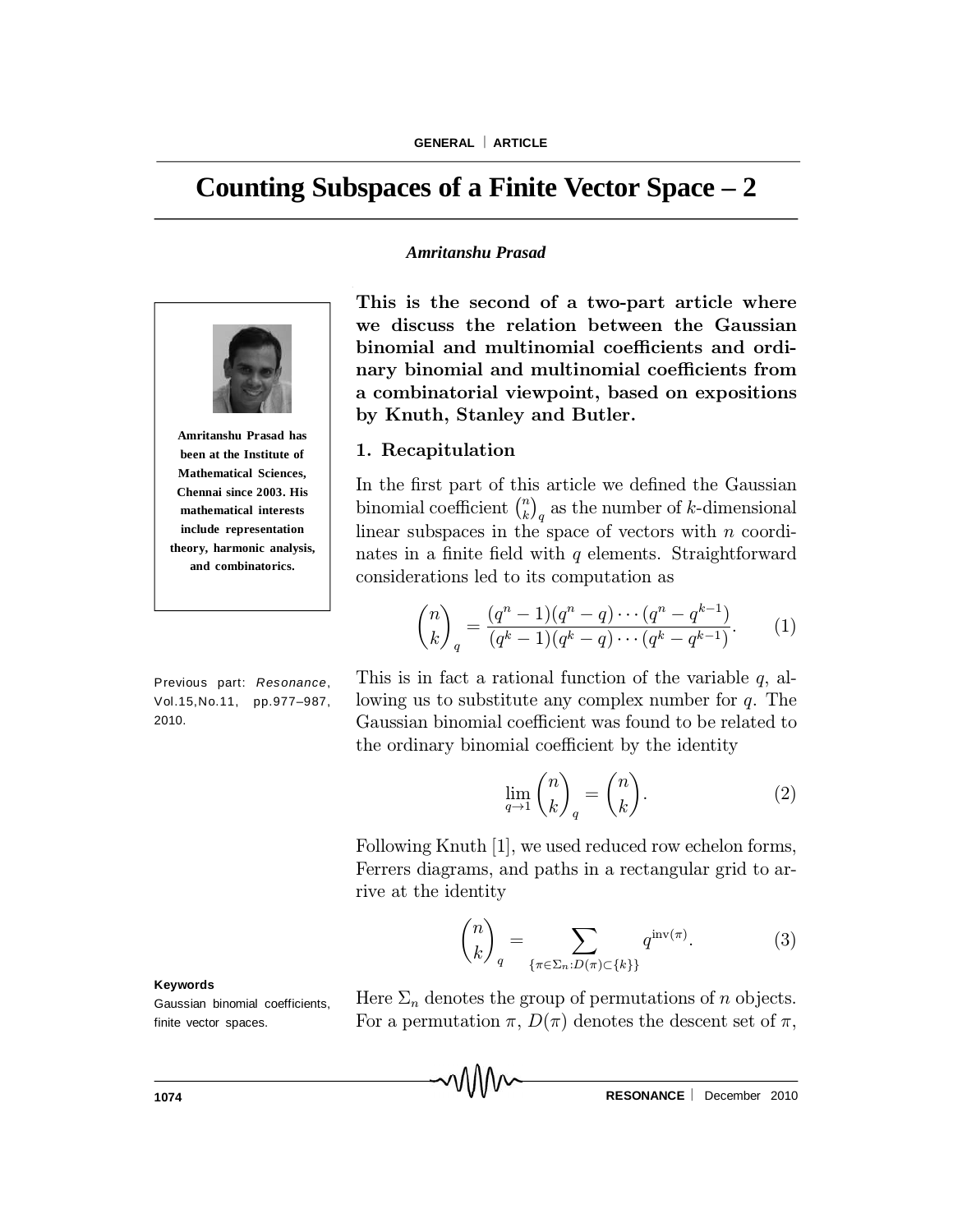# Counting Subspaces of a Finite Vector Space – 2

***Amritanshu Prasad***

**Amritanshu Prasad has been at the Institute of Mathematical Sciences, Chennai since 2003. His mathematical interests include representation theory, harmonic analysis, and combinatorics.**

Previous part: *Resonance*, Vol.15,No.11, pp.977–987, 2010.

**This is the second of a two-part article where we discuss the relation between the Gaussian binomial and multinomial coefficients and ordinary binomial and multinomial coefficients from a combinatorial viewpoint, based on expositions by Knuth, Stanley and Butler.**

## 1. Recapitulation

In the first part of this article we defined the Gaussian binomial coefficient $\binom{n}{k}_q$ as the number of $k$-dimensional linear subspaces in the space of vectors with $n$ coordinates in a finite field with $q$ elements. Straightforward considerations led to its computation as

$$\binom{n}{k}_q = \frac{(q^n-1)(q^n-q)\cdots(q^n-q^{k-1})}{(q^k-1)(q^k-q)\cdots(q^k-q^{k-1})}. \qquad (1)$$

This is in fact a rational function of the variable $q$, allowing us to substitute any complex number for $q$. The Gaussian binomial coefficient was found to be related to the ordinary binomial coefficient by the identity

$$\lim_{q\to 1}\binom{n}{k}_q = \binom{n}{k}. \qquad (2)$$

Following Knuth [1], we used reduced row echelon forms, Ferrers diagrams, and paths in a rectangular grid to arrive at the identity

$$\binom{n}{k}_q = \sum_{\{\pi\in\Sigma_n : D(\pi)\subset\{k\}\}} q^{\mathrm{inv}(\pi)}. \qquad (3)$$

**Keywords**

Gaussian binomial coefficients, finite vector spaces.

Here $\Sigma_n$ denotes the group of permutations of $n$ objects. For a permutation $\pi$, $D(\pi)$ denotes the descent set of $\pi$,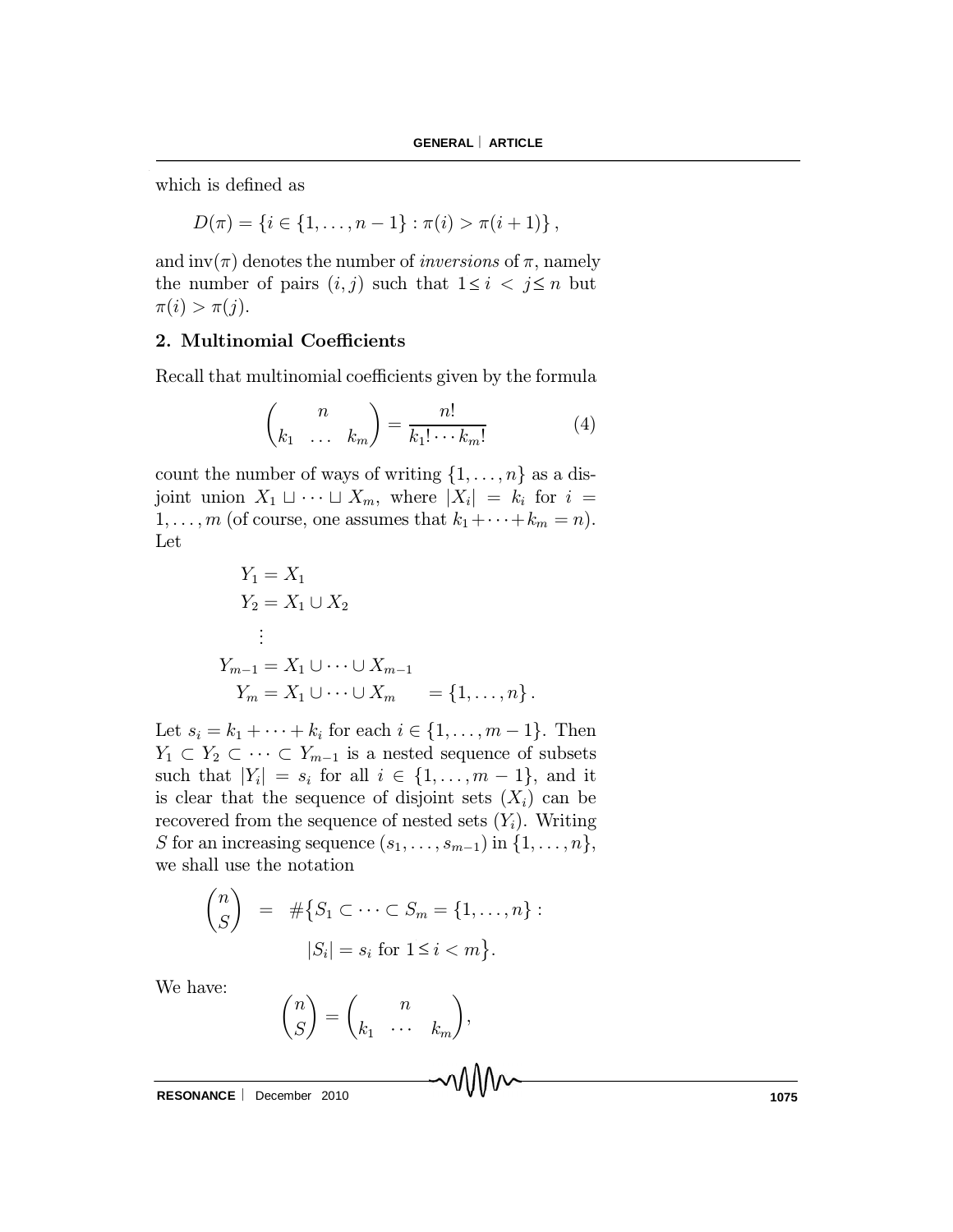which is defined as

$$D(\pi) = \{i \in \{1, \ldots, n-1\} : \pi(i) > \pi(i+1)\},$$

and $\text{inv}(\pi)$ denotes the number of *inversions* of $\pi$, namely the number of pairs $(i, j)$ such that $1 \leq i < j \leq n$ but $\pi(i) > \pi(j)$.

## 2. Multinomial Coefficients

Recall that multinomial coefficients given by the formula

$$\binom{n}{k_1 \ \ldots \ k_m} = \frac{n!}{k_1! \cdots k_m!} \tag{4}$$

count the number of ways of writing $\{1, \ldots, n\}$ as a disjoint union $X_1 \sqcup \cdots \sqcup X_m$, where $|X_i| = k_i$ for $i = 1, \ldots, m$ (of course, one assumes that $k_1 + \cdots + k_m = n$). Let

$$\begin{aligned}
Y_1 &= X_1 \\
Y_2 &= X_1 \cup X_2 \\
&\vdots \\
Y_{m-1} &= X_1 \cup \cdots \cup X_{m-1} \\
Y_m &= X_1 \cup \cdots \cup X_m \qquad = \{1, \ldots, n\}.
\end{aligned}$$

Let $s_i = k_1 + \cdots + k_i$ for each $i \in \{1, \ldots, m-1\}$. Then $Y_1 \subset Y_2 \subset \cdots \subset Y_{m-1}$ is a nested sequence of subsets such that $|Y_i| = s_i$ for all $i \in \{1, \ldots, m-1\}$, and it is clear that the sequence of disjoint sets $(X_i)$ can be recovered from the sequence of nested sets $(Y_i)$. Writing $S$ for an increasing sequence $(s_1, \ldots, s_{m-1})$ in $\{1, \ldots, n\}$, we shall use the notation

$$\begin{aligned}
\binom{n}{S} \;=\; &\#\big\{S_1 \subset \cdots \subset S_m = \{1, \ldots, n\} : \\
&|S_i| = s_i \text{ for } 1 \leq i < m\big\}.
\end{aligned}$$

We have:

$$\binom{n}{S} = \binom{n}{k_1 \ \cdots \ k_m},$$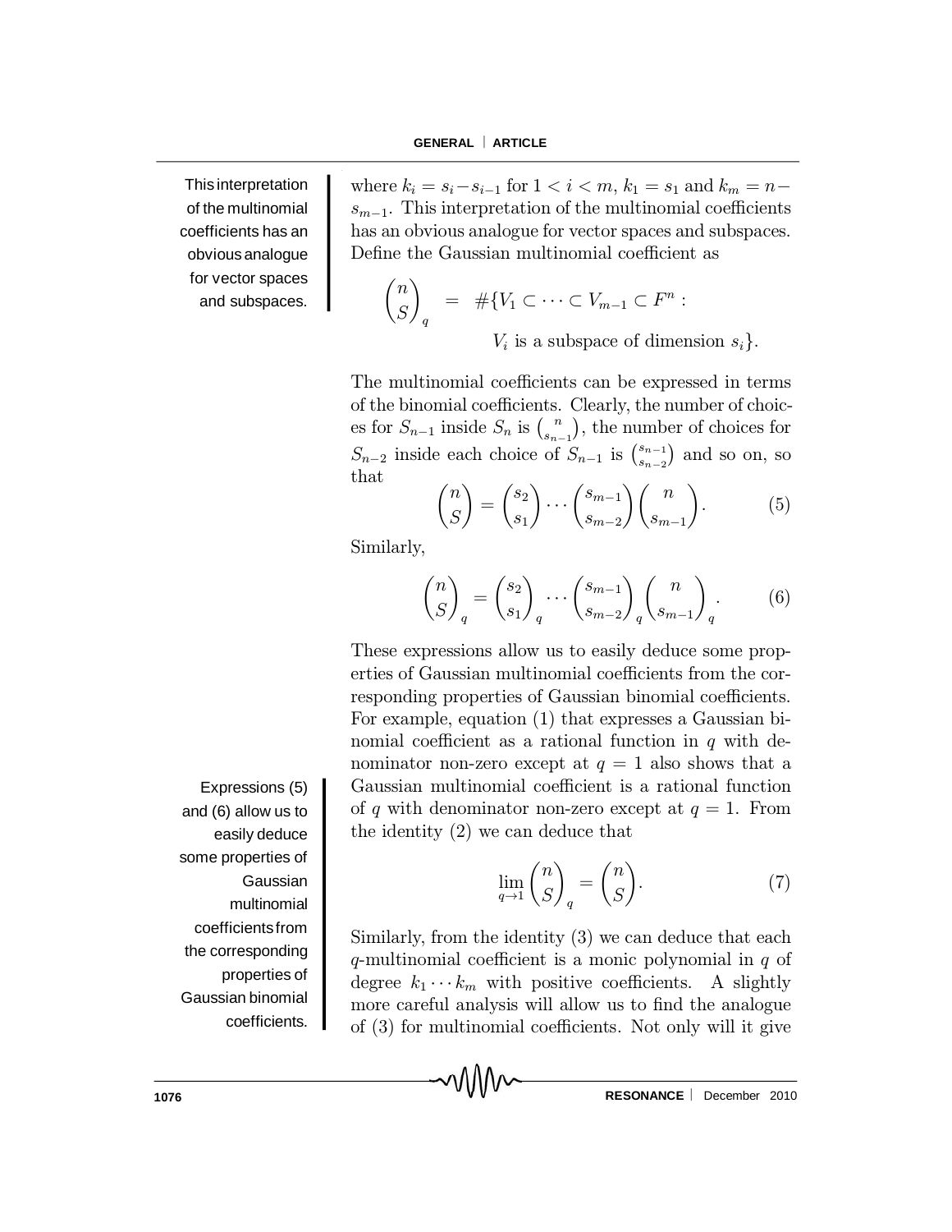where $k_i = s_i - s_{i-1}$ for $1 < i < m$, $k_1 = s_1$ and $k_m = n - s_{m-1}$. This interpretation of the multinomial coefficients has an obvious analogue for vector spaces and subspaces. Define the Gaussian multinomial coefficient as

$$\binom{n}{S}_q = \#\{V_1 \subset \cdots \subset V_{m-1} \subset F^n : V_i \text{ is a subspace of dimension } s_i\}.$$

The multinomial coefficients can be expressed in terms of the binomial coefficients. Clearly, the number of choices for $S_{n-1}$ inside $S_n$ is $\binom{n}{s_{n-1}}$, the number of choices for $S_{n-2}$ inside each choice of $S_{n-1}$ is $\binom{s_{n-1}}{s_{n-2}}$ and so on, so that

$$\binom{n}{S} = \binom{s_2}{s_1} \cdots \binom{s_{m-1}}{s_{m-2}} \binom{n}{s_{m-1}}. \tag{5}$$

Similarly,

$$\binom{n}{S}_q = \binom{s_2}{s_1}_q \cdots \binom{s_{m-1}}{s_{m-2}}_q \binom{n}{s_{m-1}}_q. \tag{6}$$

These expressions allow us to easily deduce some properties of Gaussian multinomial coefficients from the corresponding properties of Gaussian binomial coefficients. For example, equation (1) that expresses a Gaussian binomial coefficient as a rational function in $q$ with denominator non-zero except at $q = 1$ also shows that a Gaussian multinomial coefficient is a rational function of $q$ with denominator non-zero except at $q = 1$. From the identity (2) we can deduce that

$$\lim_{q \to 1} \binom{n}{S}_q = \binom{n}{S}. \tag{7}$$

Similarly, from the identity (3) we can deduce that each $q$-multinomial coefficient is a monic polynomial in $q$ of degree $k_1 \cdots k_m$ with positive coefficients. A slightly more careful analysis will allow us to find the analogue of (3) for multinomial coefficients. Not only will it give

This interpretation of the multinomial coefficients has an obvious analogue for vector spaces and subspaces.

Expressions (5) and (6) allow us to easily deduce some properties of Gaussian multinomial coefficients from the corresponding properties of Gaussian binomial coefficients.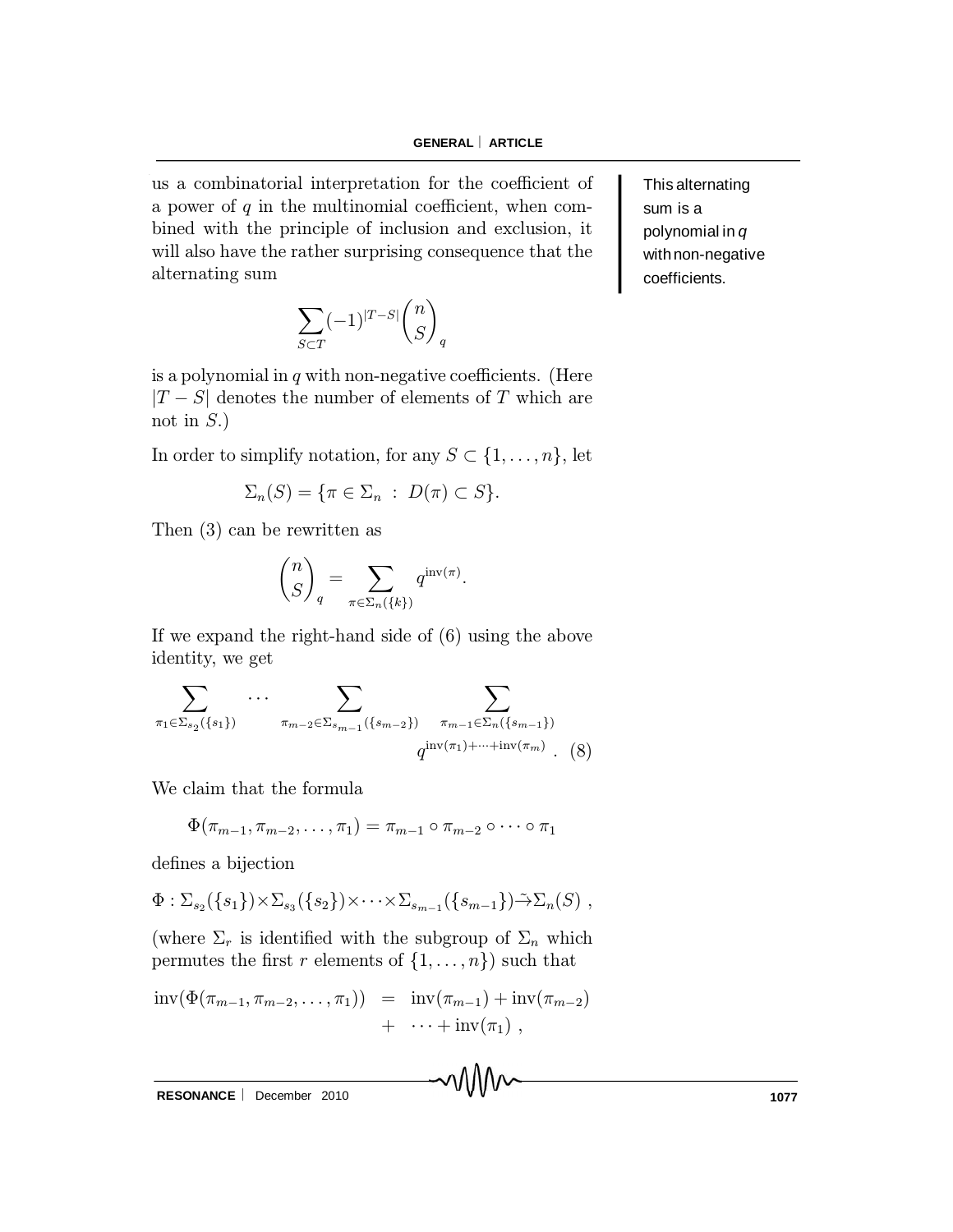us a combinatorial interpretation for the coefficient of a power of $q$ in the multinomial coefficient, when combined with the principle of inclusion and exclusion, it will also have the rather surprising consequence that the alternating sum

$$\sum_{S \subset T} (-1)^{|T-S|} \binom{n}{S}_q$$

is a polynomial in $q$ with non-negative coefficients. (Here $|T - S|$ denotes the number of elements of $T$ which are not in $S$.)

This alternating sum is a polynomial in $q$ with non-negative coefficients.

In order to simplify notation, for any $S \subset \{1, \ldots, n\}$, let

$$\Sigma_n(S) = \{\pi \in \Sigma_n \ : \ D(\pi) \subset S\}.$$

Then (3) can be rewritten as

$$\binom{n}{S}_q = \sum_{\pi \in \Sigma_n(\{k\})} q^{\mathrm{inv}(\pi)}.$$

If we expand the right-hand side of (6) using the above identity, we get

$$\sum_{\pi_1 \in \Sigma_{s_2}(\{s_1\})} \cdots \sum_{\pi_{m-2} \in \Sigma_{s_{m-1}}(\{s_{m-2}\})} \sum_{\pi_{m-1} \in \Sigma_n(\{s_{m-1}\})} q^{\mathrm{inv}(\pi_1) + \cdots + \mathrm{inv}(\pi_m)} . \quad (8)$$

We claim that the formula

$$\Phi(\pi_{m-1}, \pi_{m-2}, \ldots, \pi_1) = \pi_{m-1} \circ \pi_{m-2} \circ \cdots \circ \pi_1$$

defines a bijection

$$\Phi : \Sigma_{s_2}(\{s_1\}) \times \Sigma_{s_3}(\{s_2\}) \times \cdots \times \Sigma_{s_{m-1}}(\{s_{m-1}\}) \tilde{\to} \Sigma_n(S) \ ,$$

(where $\Sigma_r$ is identified with the subgroup of $\Sigma_n$ which permutes the first $r$ elements of $\{1, \ldots, n\}$) such that

$$\begin{aligned} \mathrm{inv}(\Phi(\pi_{m-1}, \pi_{m-2}, \ldots, \pi_1)) &= \mathrm{inv}(\pi_{m-1}) + \mathrm{inv}(\pi_{m-2}) \\ &+ \cdots + \mathrm{inv}(\pi_1) \ , \end{aligned}$$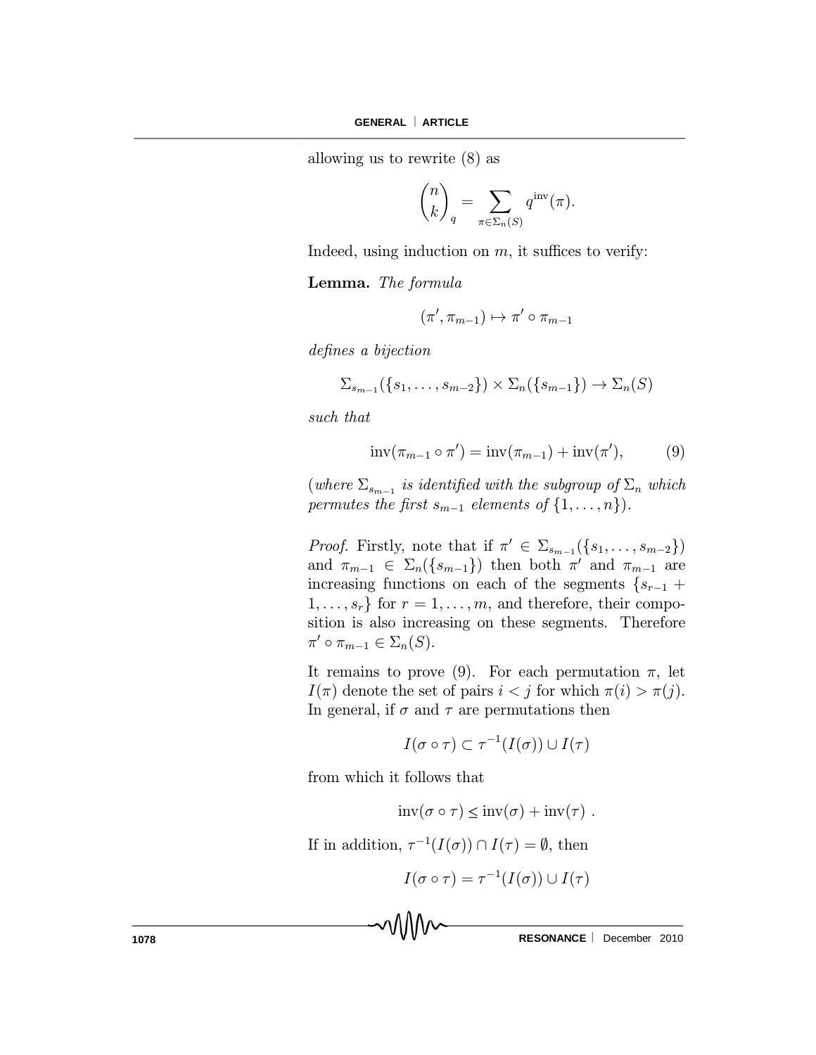allowing us to rewrite (8) as

$$\binom{n}{k}_q = \sum_{\pi \in \Sigma_n(S)} q^{\mathrm{inv}}(\pi).$$

Indeed, using induction on $m$, it suffices to verify:

**Lemma.** *The formula*

$$(\pi', \pi_{m-1}) \mapsto \pi' \circ \pi_{m-1}$$

*defines a bijection*

$$\Sigma_{s_{m-1}}(\{s_1, \ldots, s_{m-2}\}) \times \Sigma_n(\{s_{m-1}\}) \to \Sigma_n(S)$$

*such that*

$$\mathrm{inv}(\pi_{m-1} \circ \pi') = \mathrm{inv}(\pi_{m-1}) + \mathrm{inv}(\pi'), \tag{9}$$

(*where $\Sigma_{s_{m-1}}$ is identified with the subgroup of $\Sigma_n$ which permutes the first $s_{m-1}$ elements of $\{1, \ldots, n\}$*).

*Proof.* Firstly, note that if $\pi' \in \Sigma_{s_{m-1}}(\{s_1, \ldots, s_{m-2}\})$ and $\pi_{m-1} \in \Sigma_n(\{s_{m-1}\})$ then both $\pi'$ and $\pi_{m-1}$ are increasing functions on each of the segments $\{s_{r-1} + 1, \ldots, s_r\}$ for $r = 1, \ldots, m$, and therefore, their composition is also increasing on these segments. Therefore $\pi' \circ \pi_{m-1} \in \Sigma_n(S)$.

It remains to prove (9). For each permutation $\pi$, let $I(\pi)$ denote the set of pairs $i < j$ for which $\pi(i) > \pi(j)$. In general, if $\sigma$ and $\tau$ are permutations then

$$I(\sigma \circ \tau) \subset \tau^{-1}(I(\sigma)) \cup I(\tau)$$

from which it follows that

$$\mathrm{inv}(\sigma \circ \tau) \leq \mathrm{inv}(\sigma) + \mathrm{inv}(\tau) \ .$$

If in addition, $\tau^{-1}(I(\sigma)) \cap I(\tau) = \emptyset$, then

$$I(\sigma \circ \tau) = \tau^{-1}(I(\sigma)) \cup I(\tau)$$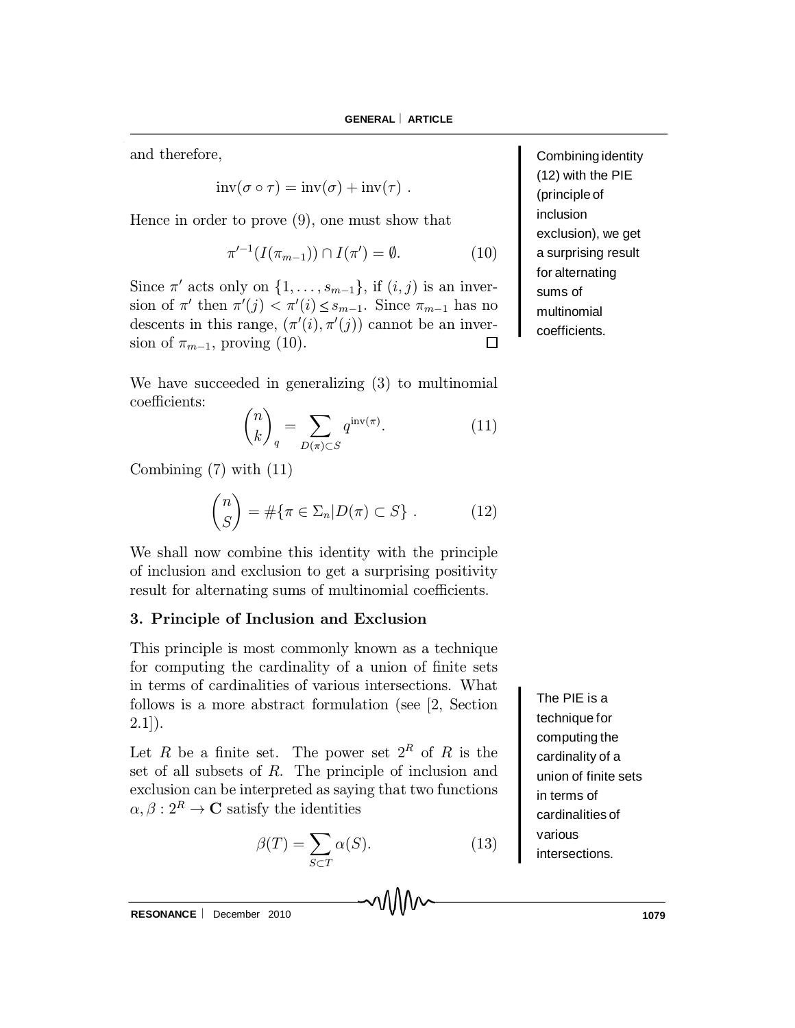and therefore,

$$\text{inv}(\sigma \circ \tau) = \text{inv}(\sigma) + \text{inv}(\tau) \ .$$

Hence in order to prove (9), one must show that

$$\pi'^{-1}(I(\pi_{m-1})) \cap I(\pi') = \emptyset. \tag{10}$$

Since $\pi'$ acts only on $\{1, \ldots, s_{m-1}\}$, if $(i, j)$ is an inversion of $\pi'$ then $\pi'(j) < \pi'(i) \leq s_{m-1}$. Since $\pi_{m-1}$ has no descents in this range, $(\pi'(i), \pi'(j))$ cannot be an inversion of $\pi_{m-1}$, proving (10). □

We have succeeded in generalizing (3) to multinomial coefficients:

$$\binom{n}{k}_q = \sum_{D(\pi) \subset S} q^{\text{inv}(\pi)}. \tag{11}$$

Combining (7) with (11)

$$\binom{n}{S} = \#\{\pi \in \Sigma_n | D(\pi) \subset S\} \ . \tag{12}$$

We shall now combine this identity with the principle of inclusion and exclusion to get a surprising positivity result for alternating sums of multinomial coefficients.

Combining identity (12) with the PIE (principle of inclusion exclusion), we get a surprising result for alternating sums of multinomial coefficients.

## 3. Principle of Inclusion and Exclusion

This principle is most commonly known as a technique for computing the cardinality of a union of finite sets in terms of cardinalities of various intersections. What follows is a more abstract formulation (see [2, Section 2.1]).

The PIE is a technique for computing the cardinality of a union of finite sets in terms of cardinalities of various intersections.

Let $R$ be a finite set. The power set $2^R$ of $R$ is the set of all subsets of $R$. The principle of inclusion and exclusion can be interpreted as saying that two functions $\alpha, \beta : 2^R \to \mathbf{C}$ satisfy the identities

$$\beta(T) = \sum_{S \subset T} \alpha(S). \tag{13}$$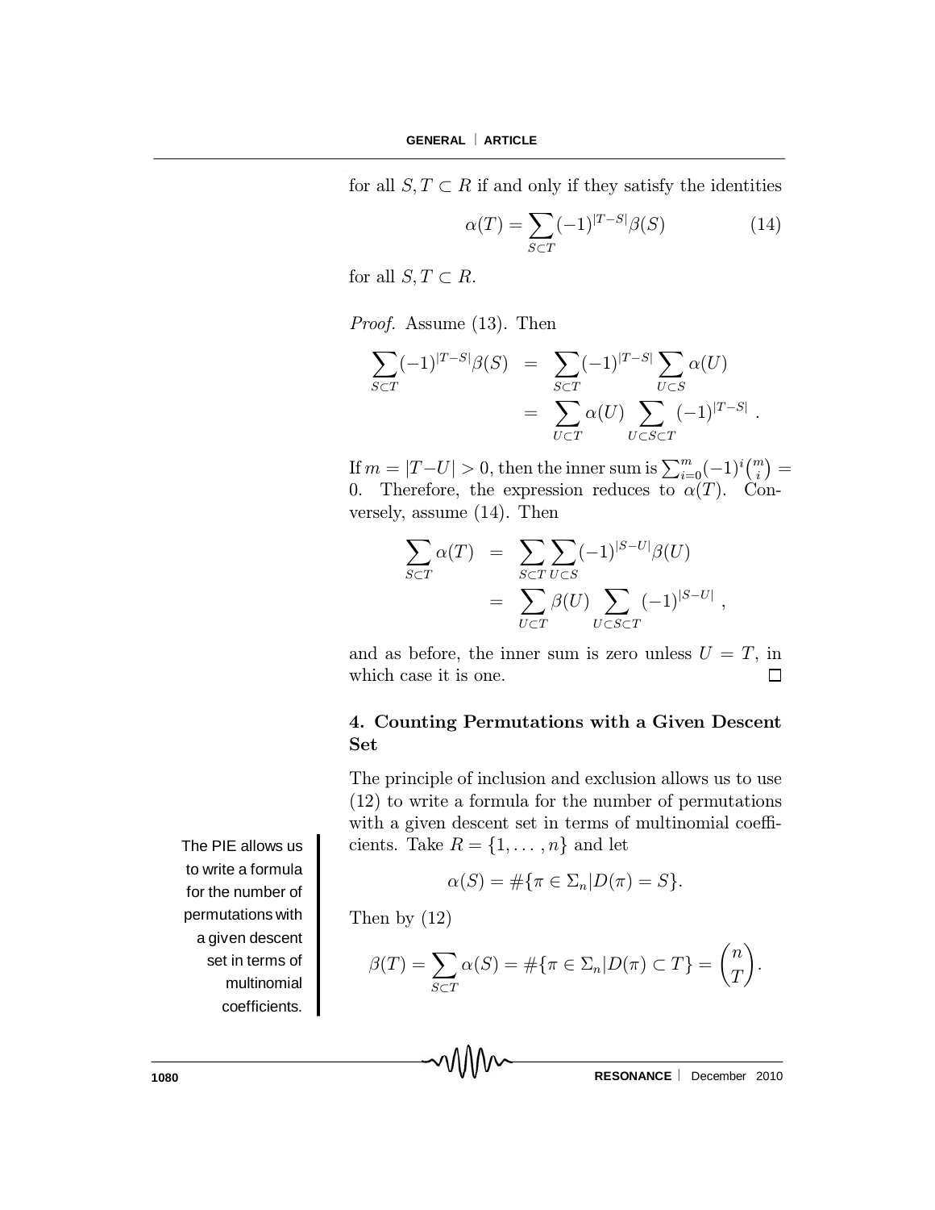for all $S, T \subset R$ if and only if they satisfy the identities

$$\alpha(T) = \sum_{S \subset T} (-1)^{|T-S|} \beta(S) \tag{14}$$

for all $S, T \subset R$.

*Proof.* Assume (13). Then

$$\begin{aligned}
\sum_{S \subset T} (-1)^{|T-S|} \beta(S) &= \sum_{S \subset T} (-1)^{|T-S|} \sum_{U \subset S} \alpha(U) \\
&= \sum_{U \subset T} \alpha(U) \sum_{U \subset S \subset T} (-1)^{|T-S|} .
\end{aligned}$$

If $m = |T - U| > 0$, then the inner sum is $\sum_{i=0}^{m} (-1)^i \binom{m}{i} = 0$. Therefore, the expression reduces to $\alpha(T)$. Conversely, assume (14). Then

$$\begin{aligned}
\sum_{S \subset T} \alpha(T) &= \sum_{S \subset T} \sum_{U \subset S} (-1)^{|S-U|} \beta(U) \\
&= \sum_{U \subset T} \beta(U) \sum_{U \subset S \subset T} (-1)^{|S-U|} ,
\end{aligned}$$

and as before, the inner sum is zero unless $U = T$, in which case it is one. $\square$

## 4. Counting Permutations with a Given Descent Set

The principle of inclusion and exclusion allows us to use (12) to write a formula for the number of permutations with a given descent set in terms of multinomial coefficients. Take $R = \{1, \ldots, n\}$ and let

The PIE allows us to write a formula for the number of permutations with a given descent set in terms of multinomial coefficients.

$$\alpha(S) = \#\{\pi \in \Sigma_n | D(\pi) = S\}.$$

Then by (12)

$$\beta(T) = \sum_{S \subset T} \alpha(S) = \#\{\pi \in \Sigma_n | D(\pi) \subset T\} = \binom{n}{T}.$$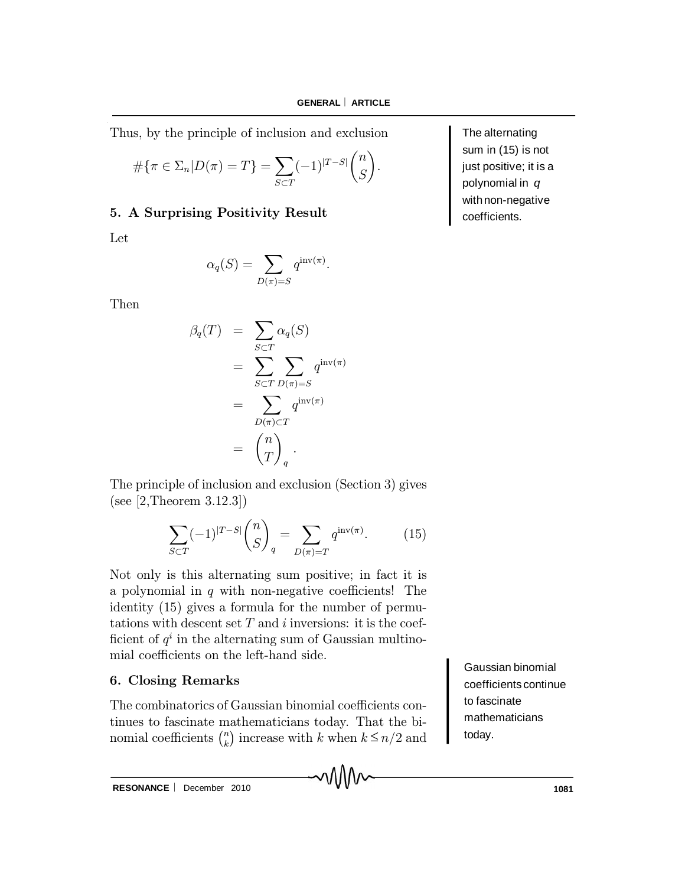Thus, by the principle of inclusion and exclusion

$$\#\{\pi \in \Sigma_n | D(\pi) = T\} = \sum_{S \subset T} (-1)^{|T-S|} \binom{n}{S}.$$

The alternating sum in (15) is not just positive; it is a polynomial in $q$ with non-negative coefficients.

## 5. A Surprising Positivity Result

Let

$$\alpha_q(S) = \sum_{D(\pi)=S} q^{\mathrm{inv}(\pi)}.$$

Then

$$\begin{aligned} \beta_q(T) &= \sum_{S \subset T} \alpha_q(S) \\ &= \sum_{S \subset T} \sum_{D(\pi)=S} q^{\mathrm{inv}(\pi)} \\ &= \sum_{D(\pi) \subset T} q^{\mathrm{inv}(\pi)} \\ &= \binom{n}{T}_q . \end{aligned}$$

The principle of inclusion and exclusion (Section 3) gives (see [2,Theorem 3.12.3])

$$\sum_{S \subset T} (-1)^{|T-S|} \binom{n}{S}_q = \sum_{D(\pi)=T} q^{\mathrm{inv}(\pi)}. \qquad (15)$$

Not only is this alternating sum positive; in fact it is a polynomial in $q$ with non-negative coefficients! The identity (15) gives a formula for the number of permutations with descent set $T$ and $i$ inversions: it is the coefficient of $q^i$ in the alternating sum of Gaussian multinomial coefficients on the left-hand side.

## 6. Closing Remarks

Gaussian binomial coefficients continue to fascinate mathematicians today.

The combinatorics of Gaussian binomial coefficients continues to fascinate mathematicians today. That the binomial coefficients $\binom{n}{k}$ increase with $k$ when $k \leq n/2$ and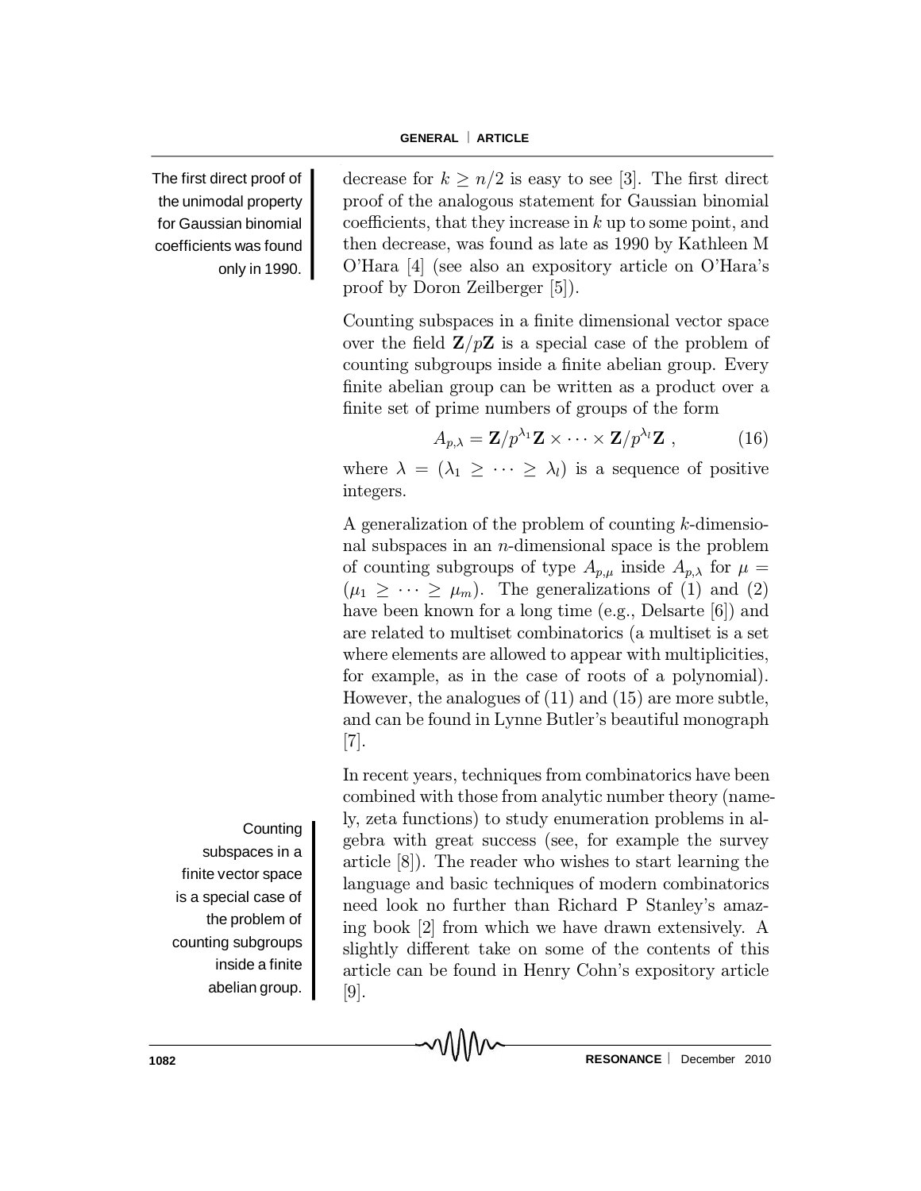The first direct proof of the unimodal property for Gaussian binomial coefficients was found only in 1990.

decrease for $k \geq n/2$ is easy to see [3]. The first direct proof of the analogous statement for Gaussian binomial coefficients, that they increase in $k$ up to some point, and then decrease, was found as late as 1990 by Kathleen M O'Hara [4] (see also an expository article on O'Hara's proof by Doron Zeilberger [5]).

Counting subspaces in a finite dimensional vector space over the field $\mathbf{Z}/p\mathbf{Z}$ is a special case of the problem of counting subgroups inside a finite abelian group. Every finite abelian group can be written as a product over a finite set of prime numbers of groups of the form

$$A_{p,\lambda} = \mathbf{Z}/p^{\lambda_1}\mathbf{Z} \times \cdots \times \mathbf{Z}/p^{\lambda_l}\mathbf{Z} \ , \tag{16}$$

where $\lambda = (\lambda_1 \geq \cdots \geq \lambda_l)$ is a sequence of positive integers.

A generalization of the problem of counting $k$-dimensional subspaces in an $n$-dimensional space is the problem of counting subgroups of type $A_{p,\mu}$ inside $A_{p,\lambda}$ for $\mu = (\mu_1 \geq \cdots \geq \mu_m)$. The generalizations of (1) and (2) have been known for a long time (e.g., Delsarte [6]) and are related to multiset combinatorics (a multiset is a set where elements are allowed to appear with multiplicities, for example, as in the case of roots of a polynomial). However, the analogues of (11) and (15) are more subtle, and can be found in Lynne Butler's beautiful monograph [7].

Counting subspaces in a finite vector space is a special case of the problem of counting subgroups inside a finite abelian group.

In recent years, techniques from combinatorics have been combined with those from analytic number theory (namely, zeta functions) to study enumeration problems in algebra with great success (see, for example the survey article [8]). The reader who wishes to start learning the language and basic techniques of modern combinatorics need look no further than Richard P Stanley's amazing book [2] from which we have drawn extensively. A slightly different take on some of the contents of this article can be found in Henry Cohn's expository article [9].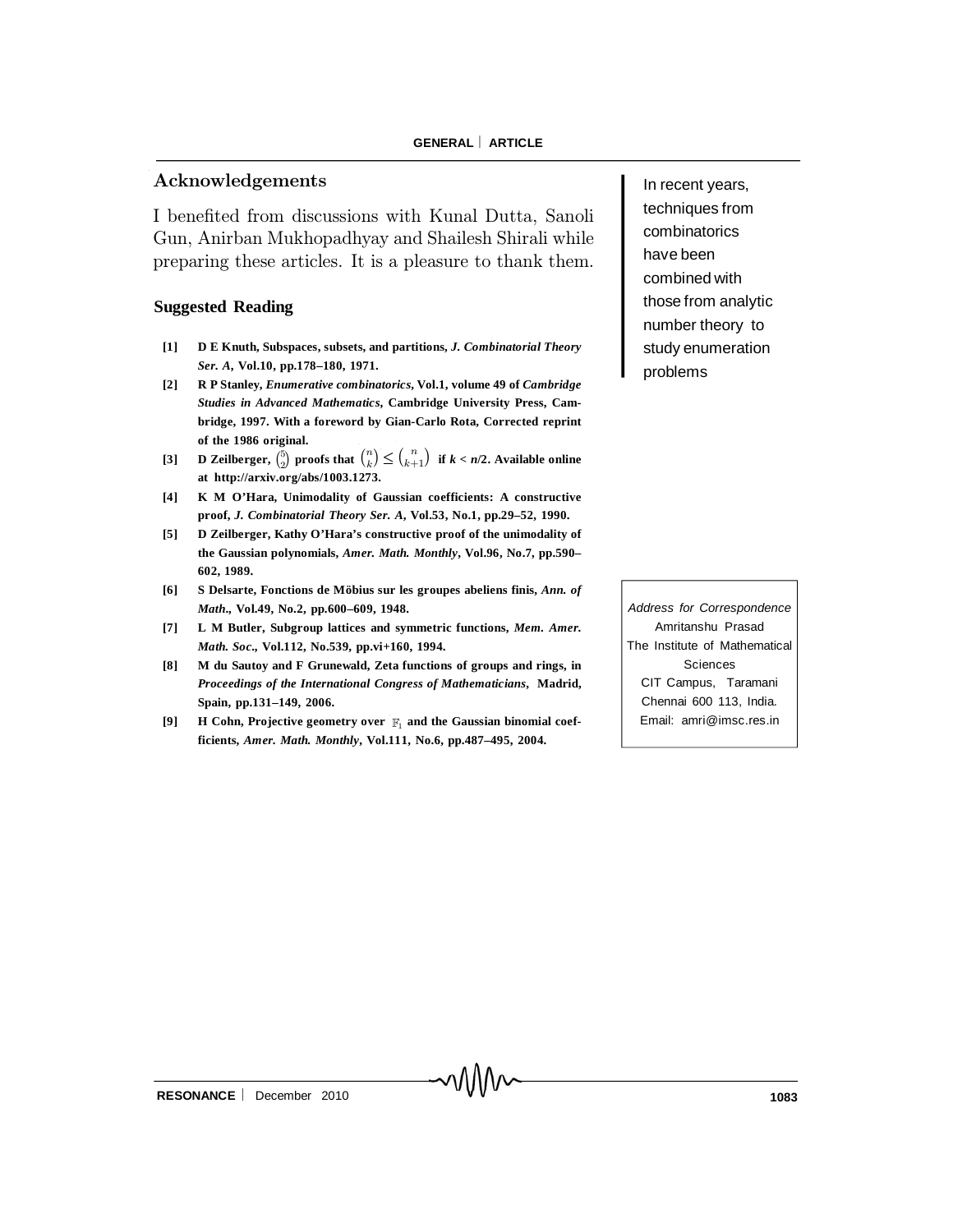## Acknowledgements

I benefited from discussions with Kunal Dutta, Sanoli Gun, Anirban Mukhopadhyay and Shailesh Shirali while preparing these articles. It is a pleasure to thank them.

In recent years, techniques from combinatorics have been combined with those from analytic number theory to study enumeration problems

## Suggested Reading

**[1]** **D E Knuth, Subspaces, subsets, and partitions,** ***J. Combinatorial Theory Ser. A*****, Vol.10, pp.178–180, 1971.**

**[2]** **R P Stanley,** ***Enumerative combinatorics*****, Vol.1, volume 49 of** ***Cambridge Studies in Advanced Mathematics*****, Cambridge University Press, Cambridge, 1997. With a foreword by Gian-Carlo Rota, Corrected reprint of the 1986 original.**

**[3]** **D Zeilberger, $\binom{5}{2}$ proofs that $\binom{n}{k} \leq \binom{n}{k+1}$ if $k < n/2$. Available online at http://arxiv.org/abs/1003.1273.**

**[4]** **K M O'Hara, Unimodality of Gaussian coefficients: A constructive proof,** ***J. Combinatorial Theory Ser. A*****, Vol.53, No.1, pp.29–52, 1990.**

**[5]** **D Zeilberger, Kathy O'Hara's constructive proof of the unimodality of the Gaussian polynomials,** ***Amer. Math. Monthly*****, Vol.96, No.7, pp.590–602, 1989.**

**[6]** **S Delsarte, Fonctions de Möbius sur les groupes abeliens finis,** ***Ann. of Math*****., Vol.49, No.2, pp.600–609, 1948.**

**[7]** **L M Butler, Subgroup lattices and symmetric functions,** ***Mem. Amer. Math. Soc*****., Vol.112, No.539, pp.vi+160, 1994.**

**[8]** **M du Sautoy and F Grunewald, Zeta functions of groups and rings, in** ***Proceedings of the International Congress of Mathematicians*****, Madrid, Spain, pp.131–149, 2006.**

**[9]** **H Cohn, Projective geometry over $\mathbb{F}_1$ and the Gaussian binomial coefficients,** ***Amer. Math. Monthly*****, Vol.111, No.6, pp.487–495, 2004.**

*Address for Correspondence*
Amritanshu Prasad
The Institute of Mathematical Sciences
CIT Campus, Taramani
Chennai 600 113, India.
Email: amri@imsc.res.in